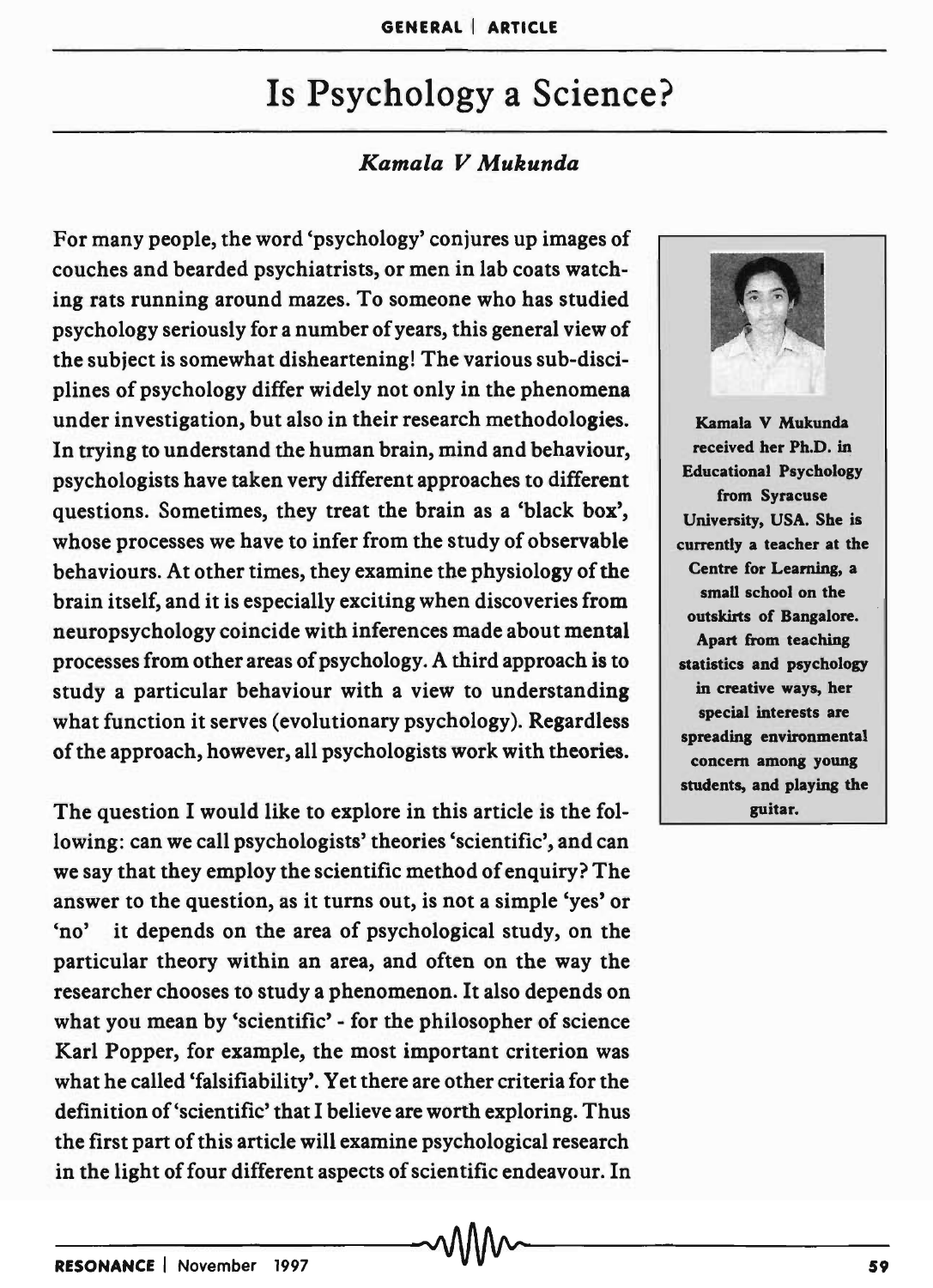# Is Psychology a Science?

*Kamala V Mukunda*

For many people, the word 'psychology' conjures up images of couches and bearded psychiatrists, or men in lab coats watching rats running around mazes. To someone who has studied psychology seriously for a number of years, this general view of the subject is somewhat disheartening! The various sub-disciplines of psychology differ widely not only in the phenomena under investigation, but also in their research methodologies. In trying to understand the human brain, mind and behaviour, psychologists have taken very different approaches to different questions. Sometimes, they treat the brain as a 'black box', whose processes we have to infer from the study of observable behaviours. At other times, they examine the physiology of the brain itself, and it is especially exciting when discoveries from neuropsychology coincide with inferences made about mental processes from other areas of psychology. A third approach is to study a particular behaviour with a view to understanding what function it serves (evolutionary psychology). Regardless of the approach, however, all psychologists work with theories.

Kamala V Mukunda received her Ph.D. in Educational Psychology from Syracuse University, USA. She is currently a teacher at the Centre for Learning, a small school on the outskirts of Bangalore. Apart from teaching statistics and psychology in creative ways, her special interests are spreading environmental concern among young students, and playing the guitar.

The question I would like to explore in this article is the following: can we call psychologists' theories 'scientific', and can we say that they employ the scientific method of enquiry? The answer to the question, as it turns out, is not a simple 'yes' or 'no' it depends on the area of psychological study, on the particular theory within an area, and often on the way the researcher chooses to study a phenomenon. It also depends on what you mean by 'scientific' - for the philosopher of science Karl Popper, for example, the most important criterion was what he called 'falsifiability'. Yet there are other criteria for the definition of 'scientific' that I believe are worth exploring. Thus the first part of this article will examine psychological research in the light of four different aspects of scientific endeavour. In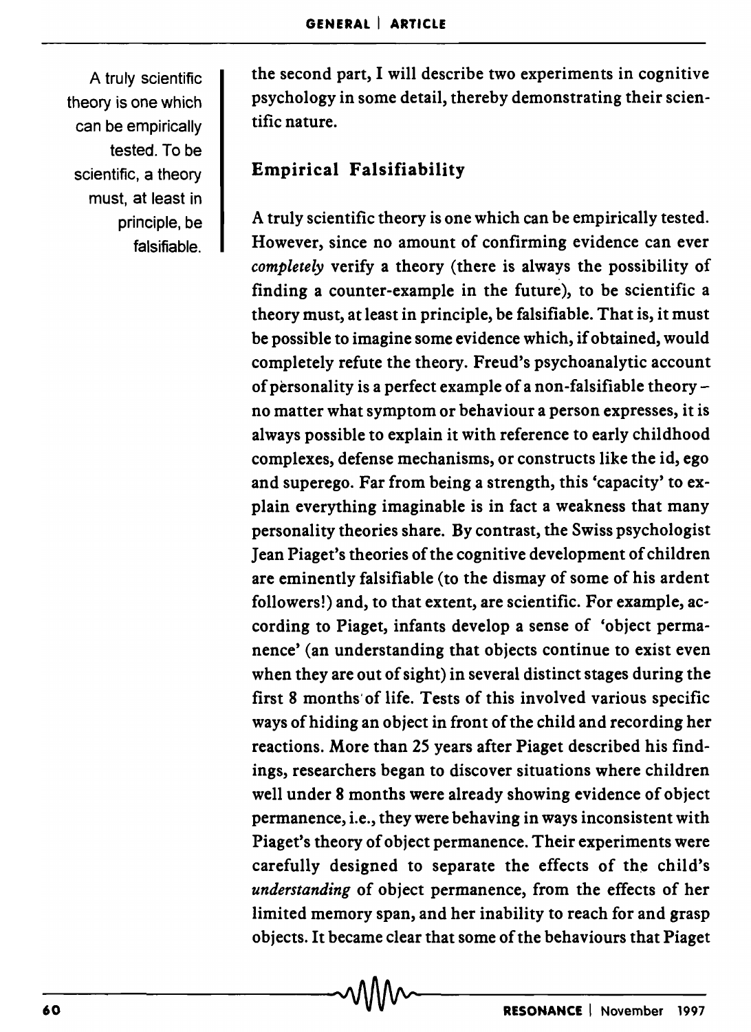> A truly scientific theory is one which can be empirically tested. To be scientific, a theory must, at least in principle, be falsifiable.

the second part, I will describe two experiments in cognitive psychology in some detail, thereby demonstrating their scientific nature.

## Empirical Falsifiability

A truly scientific theory is one which can be empirically tested. However, since no amount of confirming evidence can ever *completely* verify a theory (there is always the possibility of finding a counter-example in the future), to be scientific a theory must, at least in principle, be falsifiable. That is, it must be possible to imagine some evidence which, if obtained, would completely refute the theory. Freud's psychoanalytic account of personality is a perfect example of a non-falsifiable theory – no matter what symptom or behaviour a person expresses, it is always possible to explain it with reference to early childhood complexes, defense mechanisms, or constructs like the id, ego and superego. Far from being a strength, this 'capacity' to explain everything imaginable is in fact a weakness that many personality theories share. By contrast, the Swiss psychologist Jean Piaget's theories of the cognitive development of children are eminently falsifiable (to the dismay of some of his ardent followers!) and, to that extent, are scientific. For example, according to Piaget, infants develop a sense of 'object permanence' (an understanding that objects continue to exist even when they are out of sight) in several distinct stages during the first 8 months of life. Tests of this involved various specific ways of hiding an object in front of the child and recording her reactions. More than 25 years after Piaget described his findings, researchers began to discover situations where children well under 8 months were already showing evidence of object permanence, i.e., they were behaving in ways inconsistent with Piaget's theory of object permanence. Their experiments were carefully designed to separate the effects of the child's *understanding* of object permanence, from the effects of her limited memory span, and her inability to reach for and grasp objects. It became clear that some of the behaviours that Piaget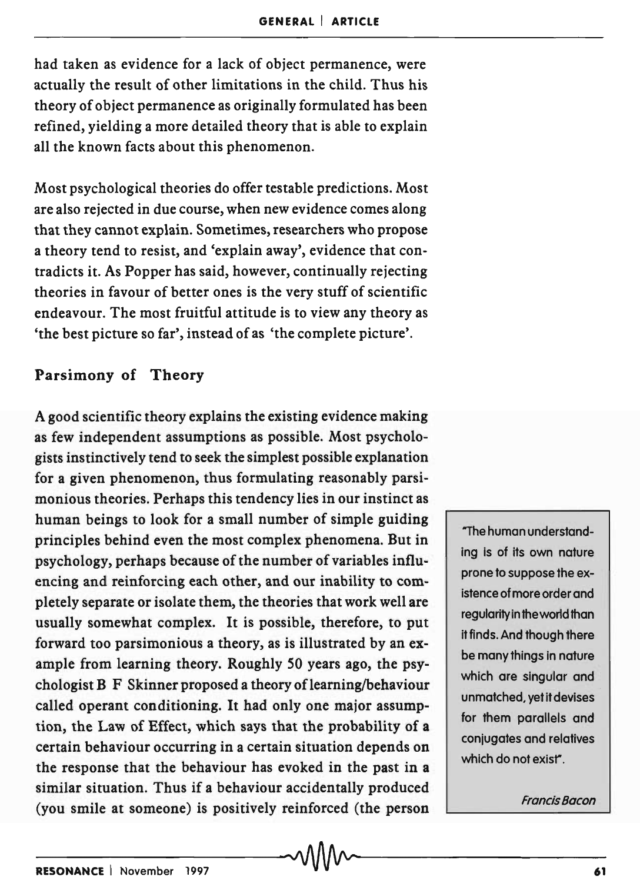had taken as evidence for a lack of object permanence, were actually the result of other limitations in the child. Thus his theory of object permanence as originally formulated has been refined, yielding a more detailed theory that is able to explain all the known facts about this phenomenon.

Most psychological theories do offer testable predictions. Most are also rejected in due course, when new evidence comes along that they cannot explain. Sometimes, researchers who propose a theory tend to resist, and 'explain away', evidence that contradicts it. As Popper has said, however, continually rejecting theories in favour of better ones is the very stuff of scientific endeavour. The most fruitful attitude is to view any theory as 'the best picture so far', instead of as 'the complete picture'.

## Parsimony of Theory

A good scientific theory explains the existing evidence making as few independent assumptions as possible. Most psychologists instinctively tend to seek the simplest possible explanation for a given phenomenon, thus formulating reasonably parsimonious theories. Perhaps this tendency lies in our instinct as human beings to look for a small number of simple guiding principles behind even the most complex phenomena. But in psychology, perhaps because of the number of variables influencing and reinforcing each other, and our inability to completely separate or isolate them, the theories that work well are usually somewhat complex. It is possible, therefore, to put forward too parsimonious a theory, as is illustrated by an example from learning theory. Roughly 50 years ago, the psychologist B F Skinner proposed a theory of learning/behaviour called operant conditioning. It had only one major assumption, the Law of Effect, which says that the probability of a certain behaviour occurring in a certain situation depends on the response that the behaviour has evoked in the past in a similar situation. Thus if a behaviour accidentally produced (you smile at someone) is positively reinforced (the person

"The human understanding is of its own nature prone to suppose the existence of more order and regularity in the world than it finds. And though there be many things in nature which are singular and unmatched, yet it devises for them parallels and conjugates and relatives which do not exist".

*Francis Bacon*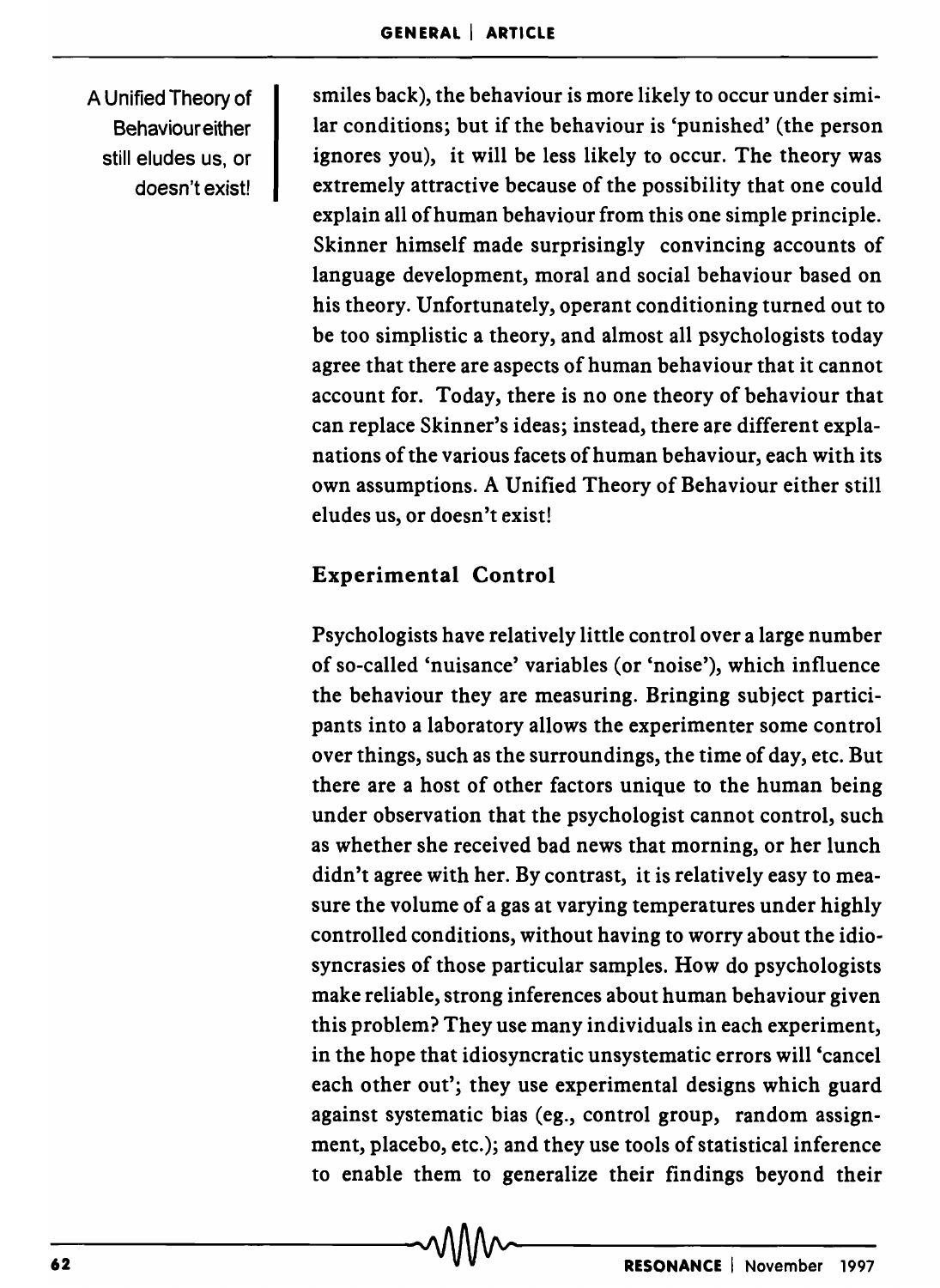A Unified Theory of Behaviour either still eludes us, or doesn't exist!

smiles back), the behaviour is more likely to occur under similar conditions; but if the behaviour is 'punished' (the person ignores you), it will be less likely to occur. The theory was extremely attractive because of the possibility that one could explain all of human behaviour from this one simple principle. Skinner himself made surprisingly convincing accounts of language development, moral and social behaviour based on his theory. Unfortunately, operant conditioning turned out to be too simplistic a theory, and almost all psychologists today agree that there are aspects of human behaviour that it cannot account for. Today, there is no one theory of behaviour that can replace Skinner's ideas; instead, there are different explanations of the various facets of human behaviour, each with its own assumptions. A Unified Theory of Behaviour either still eludes us, or doesn't exist!

### Experimental Control

Psychologists have relatively little control over a large number of so-called 'nuisance' variables (or 'noise'), which influence the behaviour they are measuring. Bringing subject participants into a laboratory allows the experimenter some control over things, such as the surroundings, the time of day, etc. But there are a host of other factors unique to the human being under observation that the psychologist cannot control, such as whether she received bad news that morning, or her lunch didn't agree with her. By contrast, it is relatively easy to measure the volume of a gas at varying temperatures under highly controlled conditions, without having to worry about the idiosyncrasies of those particular samples. How do psychologists make reliable, strong inferences about human behaviour given this problem? They use many individuals in each experiment, in the hope that idiosyncratic unsystematic errors will 'cancel each other out'; they use experimental designs which guard against systematic bias (eg., control group, random assignment, placebo, etc.); and they use tools of statistical inference to enable them to generalize their findings beyond their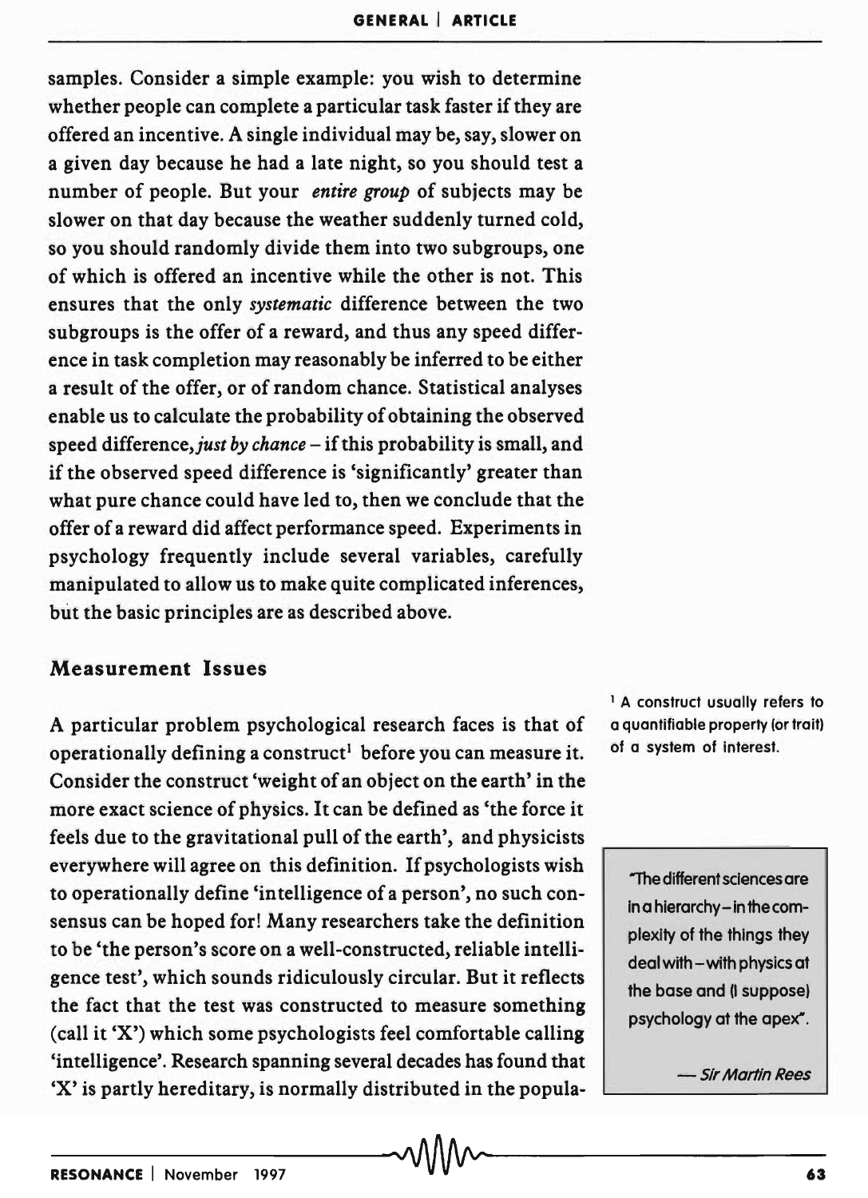samples. Consider a simple example: you wish to determine whether people can complete a particular task faster if they are offered an incentive. A single individual may be, say, slower on a given day because he had a late night, so you should test a number of people. But your *entire group* of subjects may be slower on that day because the weather suddenly turned cold, so you should randomly divide them into two subgroups, one of which is offered an incentive while the other is not. This ensures that the only *systematic* difference between the two subgroups is the offer of a reward, and thus any speed difference in task completion may reasonably be inferred to be either a result of the offer, or of random chance. Statistical analyses enable us to calculate the probability of obtaining the observed speed difference, *just by chance* – if this probability is small, and if the observed speed difference is 'significantly' greater than what pure chance could have led to, then we conclude that the offer of a reward did affect performance speed. Experiments in psychology frequently include several variables, carefully manipulated to allow us to make quite complicated inferences, but the basic principles are as described above.

## Measurement Issues

A particular problem psychological research faces is that of operationally defining a construct[1] before you can measure it. Consider the construct 'weight of an object on the earth' in the more exact science of physics. It can be defined as 'the force it feels due to the gravitational pull of the earth', and physicists everywhere will agree on this definition. If psychologists wish to operationally define 'intelligence of a person', no such consensus can be hoped for! Many researchers take the definition to be 'the person's score on a well-constructed, reliable intelligence test', which sounds ridiculously circular. But it reflects the fact that the test was constructed to measure something (call it 'X') which some psychologists feel comfortable calling 'intelligence'. Research spanning several decades has found that 'X' is partly hereditary, is normally distributed in the popula-

[1] A construct usually refers to a quantifiable property (or trait) of a system of interest.

> "The different sciences are in a hierarchy – in the complexity of the things they deal with – with physics at the base and (I suppose) psychology at the apex".
>
> — *Sir Martin Rees*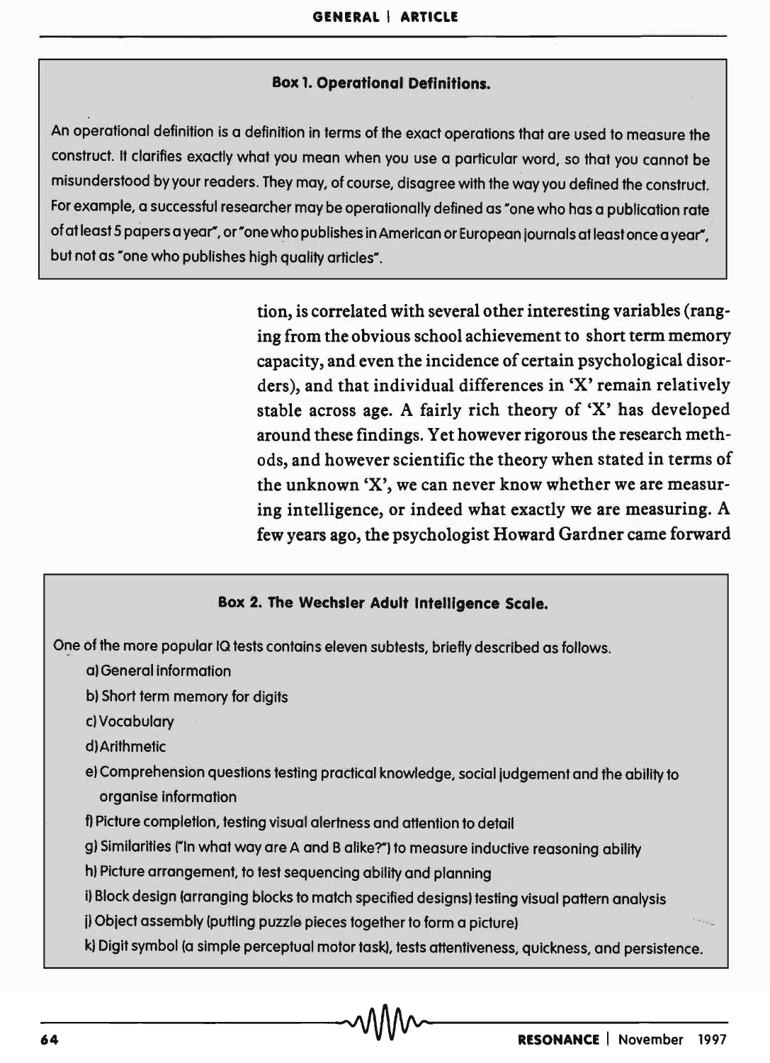**Box 1. Operational Definitions.**

An operational definition is a definition in terms of the exact operations that are used to measure the construct. It clarifies exactly what you mean when you use a particular word, so that you cannot be misunderstood by your readers. They may, of course, disagree with the way you defined the construct. For example, a successful researcher may be operationally defined as "one who has a publication rate of at least 5 papers a year", or "one who publishes in American or European journals at least once a year", but not as "one who publishes high quality articles".

tion, is correlated with several other interesting variables (ranging from the obvious school achievement to short term memory capacity, and even the incidence of certain psychological disorders), and that individual differences in 'X' remain relatively stable across age. A fairly rich theory of 'X' has developed around these findings. Yet however rigorous the research methods, and however scientific the theory when stated in terms of the unknown 'X', we can never know whether we are measuring intelligence, or indeed what exactly we are measuring. A few years ago, the psychologist Howard Gardner came forward

**Box 2. The Wechsler Adult Intelligence Scale.**

One of the more popular IQ tests contains eleven subtests, briefly described as follows.

a) General information

b) Short term memory for digits

c) Vocabulary

d) Arithmetic

e) Comprehension questions testing practical knowledge, social judgement and the ability to organise information

f) Picture completion, testing visual alertness and attention to detail

g) Similarities ("In what way are A and B alike?") to measure inductive reasoning ability

h) Picture arrangement, to test sequencing ability and planning

i) Block design (arranging blocks to match specified designs) testing visual pattern analysis

j) Object assembly (putting puzzle pieces together to form a picture)

k) Digit symbol (a simple perceptual motor task), tests attentiveness, quickness, and persistence.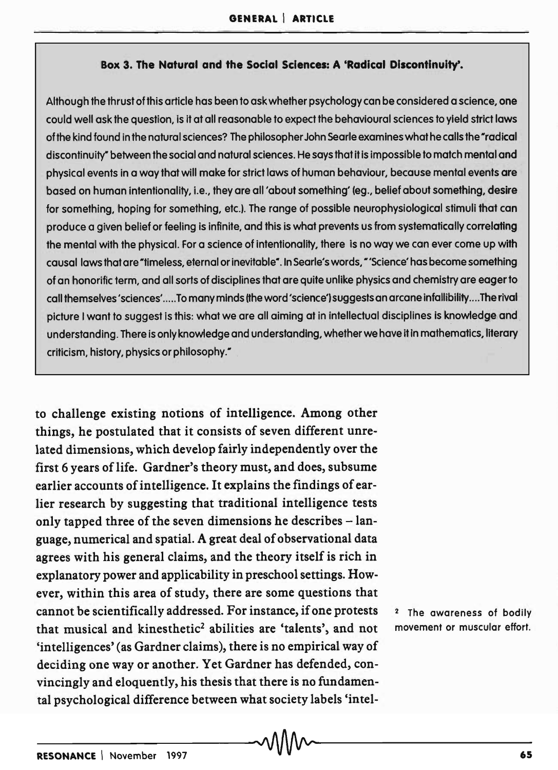**Box 3. The Natural and the Social Sciences: A 'Radical Discontinuity'.**

Although the thrust of this article has been to ask whether psychology can be considered a science, one could well ask the question, is it at all reasonable to expect the behavioural sciences to yield strict laws of the kind found in the natural sciences? The philosopher John Searle examines what he calls the "radical discontinuity" between the social and natural sciences. He says that it is impossible to match mental and physical events in a way that will make for strict laws of human behaviour, because mental events are based on human intentionality, i.e., they are all 'about something' (eg., belief about something, desire for something, hoping for something, etc.). The range of possible neurophysiological stimuli that can produce a given belief or feeling is infinite, and this is what prevents us from systematically correlating the mental with the physical. For a science of intentionality, there is no way we can ever come up with causal laws that are "timeless, eternal or inevitable". In Searle's words, "'Science' has become something of an honorific term, and all sorts of disciplines that are quite unlike physics and chemistry are eager to call themselves 'sciences'.....To many minds (the word 'science') suggests an arcane infallibility....The rival picture I want to suggest is this: what we are all aiming at in intellectual disciplines is knowledge and understanding. There is only knowledge and understanding, whether we have it in mathematics, literary criticism, history, physics or philosophy."

to challenge existing notions of intelligence. Among other things, he postulated that it consists of seven different unrelated dimensions, which develop fairly independently over the first 6 years of life. Gardner's theory must, and does, subsume earlier accounts of intelligence. It explains the findings of earlier research by suggesting that traditional intelligence tests only tapped three of the seven dimensions he describes – language, numerical and spatial. A great deal of observational data agrees with his general claims, and the theory itself is rich in explanatory power and applicability in preschool settings. However, within this area of study, there are some questions that cannot be scientifically addressed. For instance, if one protests that musical and kinesthetic[2] abilities are 'talents', and not 'intelligences' (as Gardner claims), there is no empirical way of deciding one way or another. Yet Gardner has defended, convincingly and eloquently, his thesis that there is no fundamental psychological difference between what society labels 'intel-

[2] The awareness of bodily movement or muscular effort.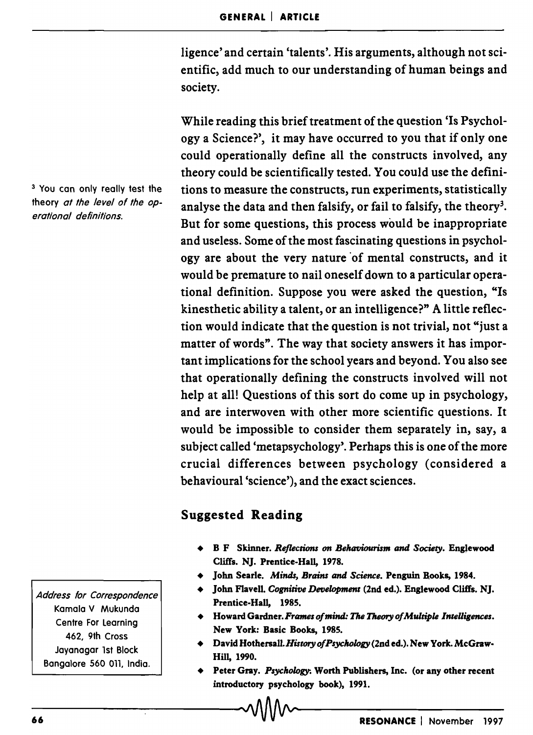ligence' and certain 'talents'. His arguments, although not scientific, add much to our understanding of human beings and society.

While reading this brief treatment of the question 'Is Psychology a Science?', it may have occurred to you that if only one could operationally define all the constructs involved, any theory could be scientifically tested. You could use the definitions to measure the constructs, run experiments, statistically analyse the data and then falsify, or fail to falsify, the theory[3]. But for some questions, this process would be inappropriate and useless. Some of the most fascinating questions in psychology are about the very nature of mental constructs, and it would be premature to nail oneself down to a particular operational definition. Suppose you were asked the question, "Is kinesthetic ability a talent, or an intelligence?" A little reflection would indicate that the question is not trivial, not "just a matter of words". The way that society answers it has important implications for the school years and beyond. You also see that operationally defining the constructs involved will not help at all! Questions of this sort do come up in psychology, and are interwoven with other more scientific questions. It would be impossible to consider them separately in, say, a subject called 'metapsychology'. Perhaps this is one of the more crucial differences between psychology (considered a behavioural 'science'), and the exact sciences.

[3] You can only really test the theory *at the level of the operational definitions.*

## Suggested Reading

- B F Skinner. *Reflections on Behaviourism and Society.* Englewood Cliffs. NJ. Prentice-Hall, 1978.
- John Searle. *Minds, Brains and Science.* Penguin Books, 1984.
- John Flavell. *Cognitive Development* (2nd ed.). Englewood Cliffs. NJ. Prentice-Hall, 1985.
- Howard Gardner. *Frames of mind: The Theory of Multiple Intelligences.* New York: Basic Books, 1985.
- David Hothersall. *History of Psychology* (2nd ed.). New York. McGraw-Hill, 1990.
- Peter Gray. *Psychology.* Worth Publishers, Inc. (or any other recent introductory psychology book), 1991.

*Address for Correspondence*
Kamala V Mukunda
Centre For Learning
462, 9th Cross
Jayanagar 1st Block
Bangalore 560 011, India.